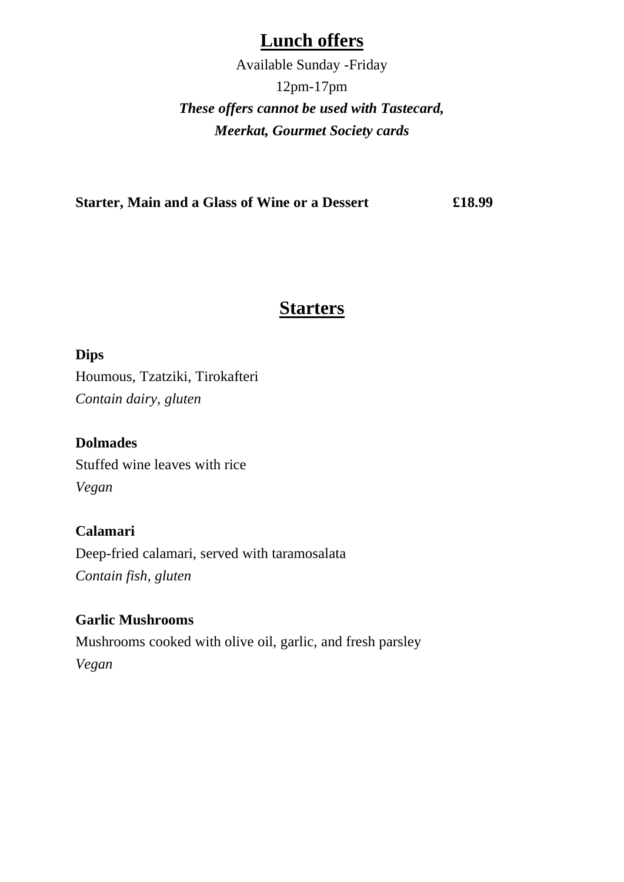# Lunch offers

Available Sunday -Friday

12pm-17pm

***These offers cannot be used with Tastecard, Meerkat, Gourmet Society cards***

**Starter, Main and a Glass of Wine or a Dessert £18.99**

# Starters

**Dips**

Houmous, Tzatziki, Tirokafteri

*Contain dairy, gluten*

**Dolmades**

Stuffed wine leaves with rice

*Vegan*

**Calamari**

Deep-fried calamari, served with taramosalata

*Contain fish, gluten*

**Garlic Mushrooms**

Mushrooms cooked with olive oil, garlic, and fresh parsley

*Vegan*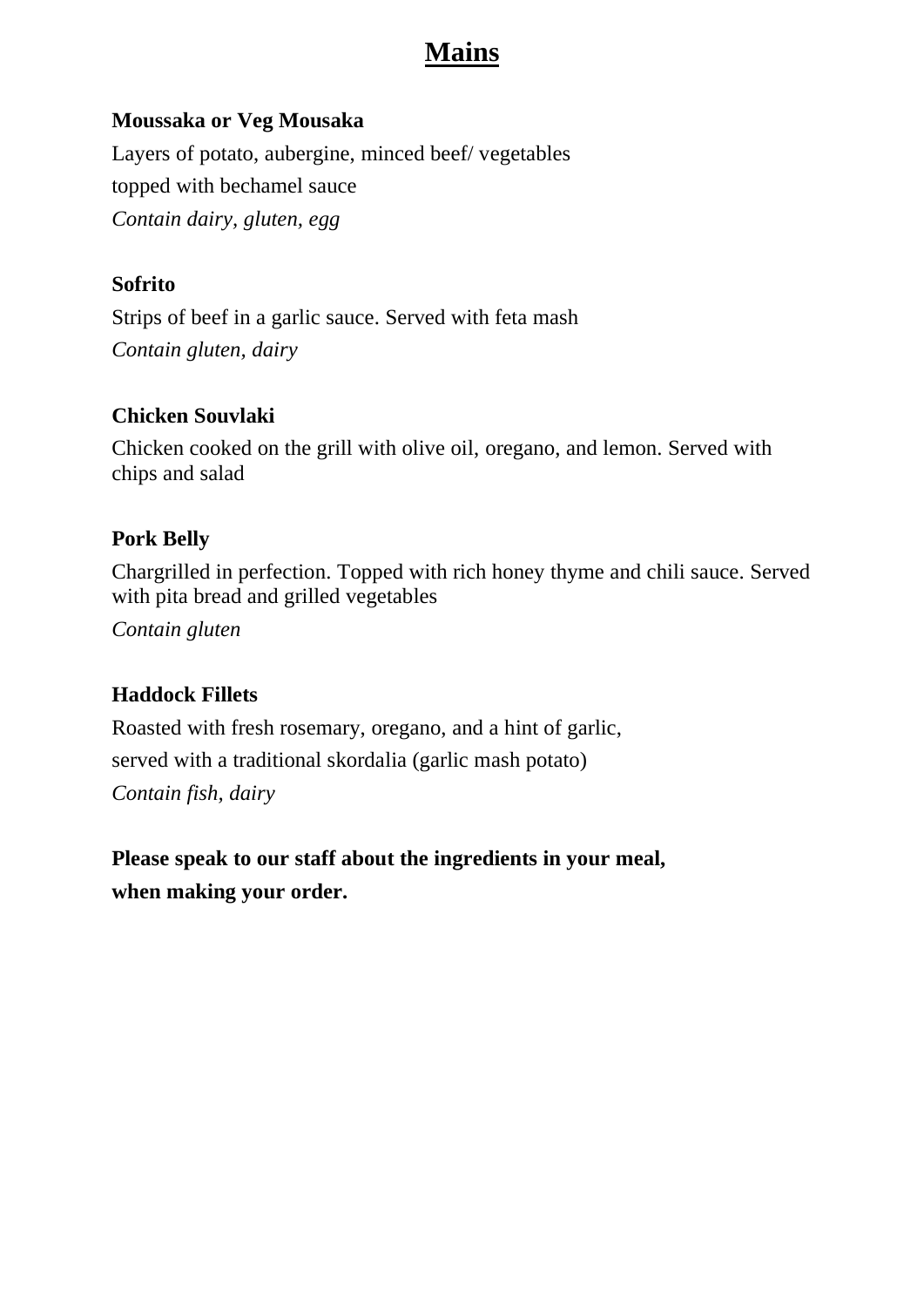# Mains

**Moussaka or Veg Mousaka**

Layers of potato, aubergine, minced beef/ vegetables
topped with bechamel sauce
*Contain dairy, gluten, egg*

**Sofrito**

Strips of beef in a garlic sauce. Served with feta mash
*Contain gluten, dairy*

**Chicken Souvlaki**

Chicken cooked on the grill with olive oil, oregano, and lemon. Served with chips and salad

**Pork Belly**

Chargrilled in perfection. Topped with rich honey thyme and chili sauce. Served with pita bread and grilled vegetables
*Contain gluten*

**Haddock Fillets**

Roasted with fresh rosemary, oregano, and a hint of garlic,
served with a traditional skordalia (garlic mash potato)
*Contain fish, dairy*

**Please speak to our staff about the ingredients in your meal, when making your order.**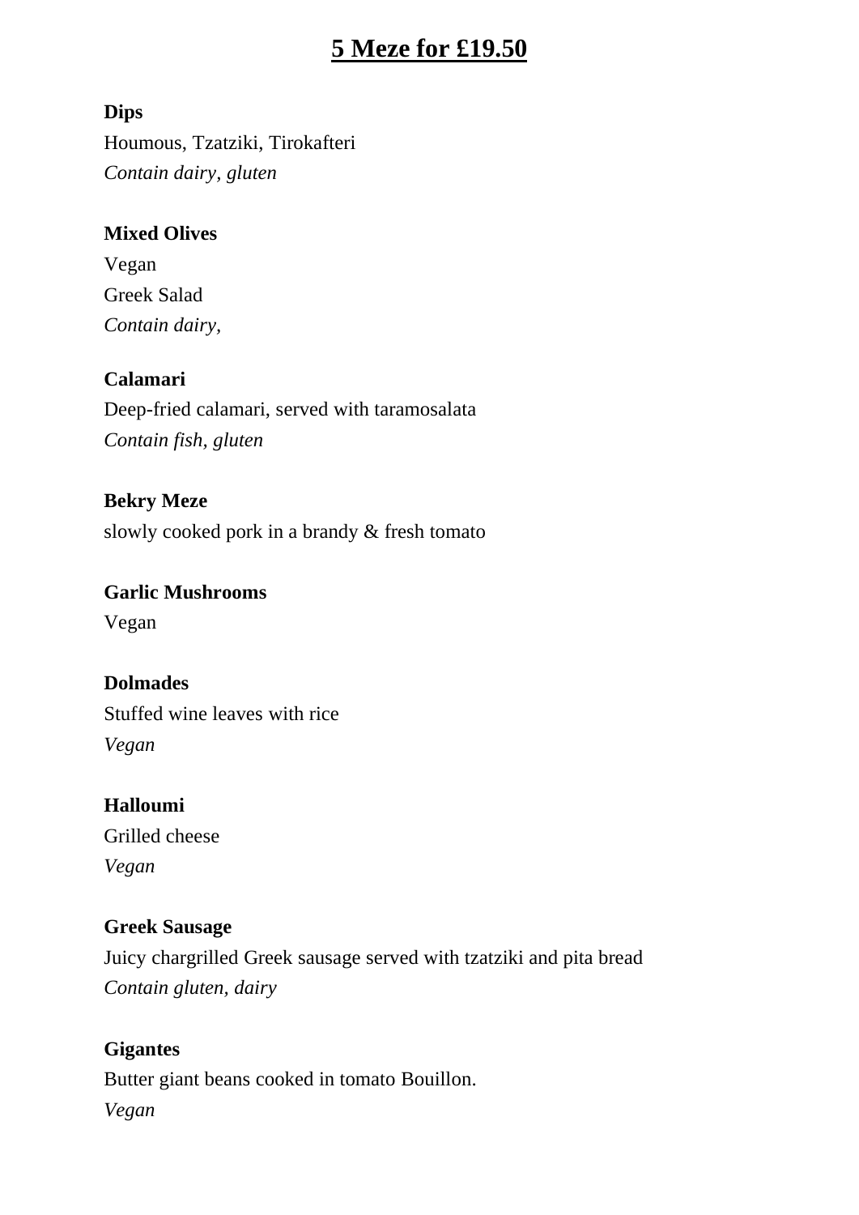# 5 Meze for £19.50

**Dips**

Houmous, Tzatziki, Tirokafteri

*Contain dairy, gluten*

**Mixed Olives**

Vegan

Greek Salad

*Contain dairy,*

**Calamari**

Deep-fried calamari, served with taramosalata

*Contain fish, gluten*

**Bekry Meze**

slowly cooked pork in a brandy & fresh tomato

**Garlic Mushrooms**

Vegan

**Dolmades**

Stuffed wine leaves with rice

*Vegan*

**Halloumi**

Grilled cheese

*Vegan*

**Greek Sausage**

Juicy chargrilled Greek sausage served with tzatziki and pita bread

*Contain gluten, dairy*

**Gigantes**

Butter giant beans cooked in tomato Bouillon.

*Vegan*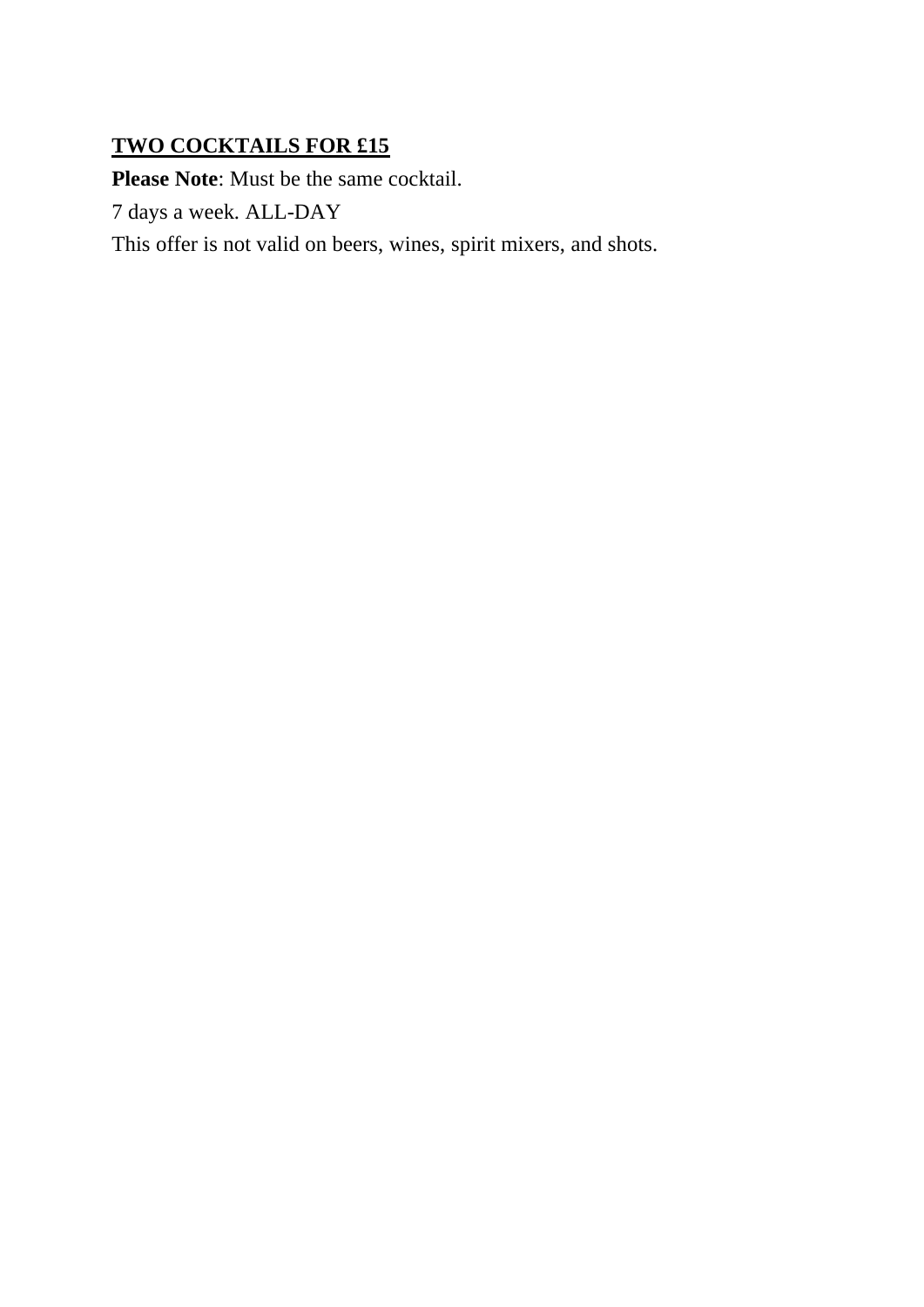**<u>TWO COCKTAILS FOR £15</u>**

**Please Note**: Must be the same cocktail.

7 days a week. ALL-DAY

This offer is not valid on beers, wines, spirit mixers, and shots.